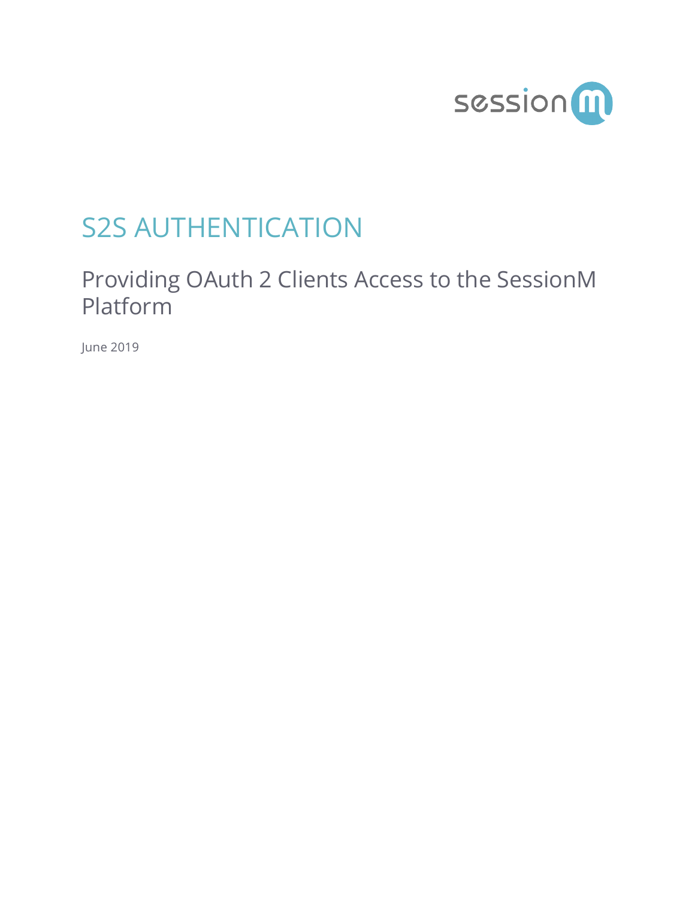# S2S AUTHENTICATION

## Providing OAuth 2 Clients Access to the SessionM Platform

June 2019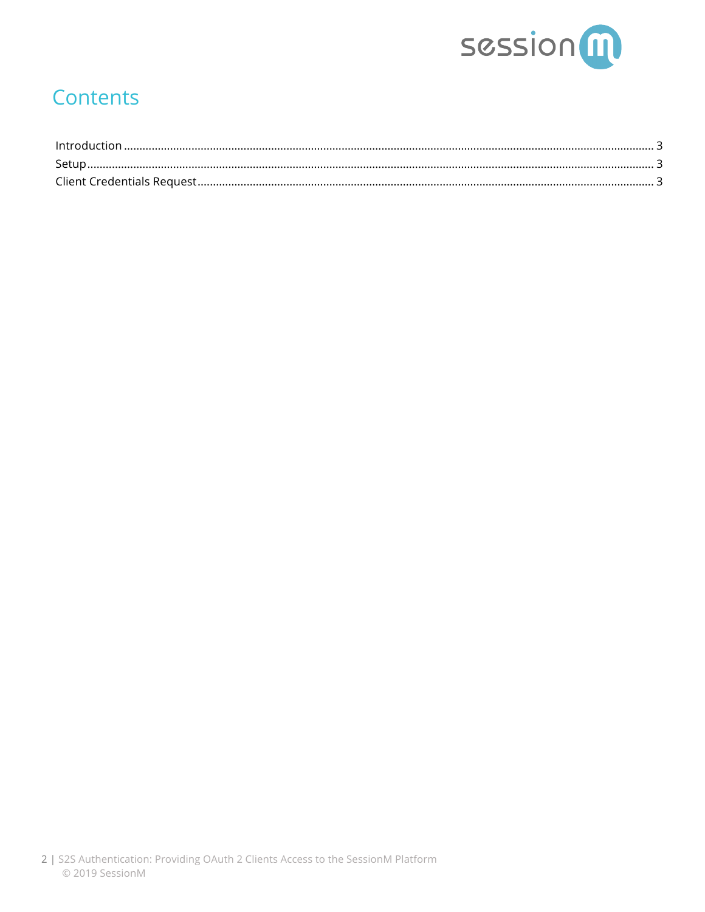# Contents

Introduction ........................................................................................................................ 3
Setup ................................................................................................................................... 3
Client Credentials Request ................................................................................................ 3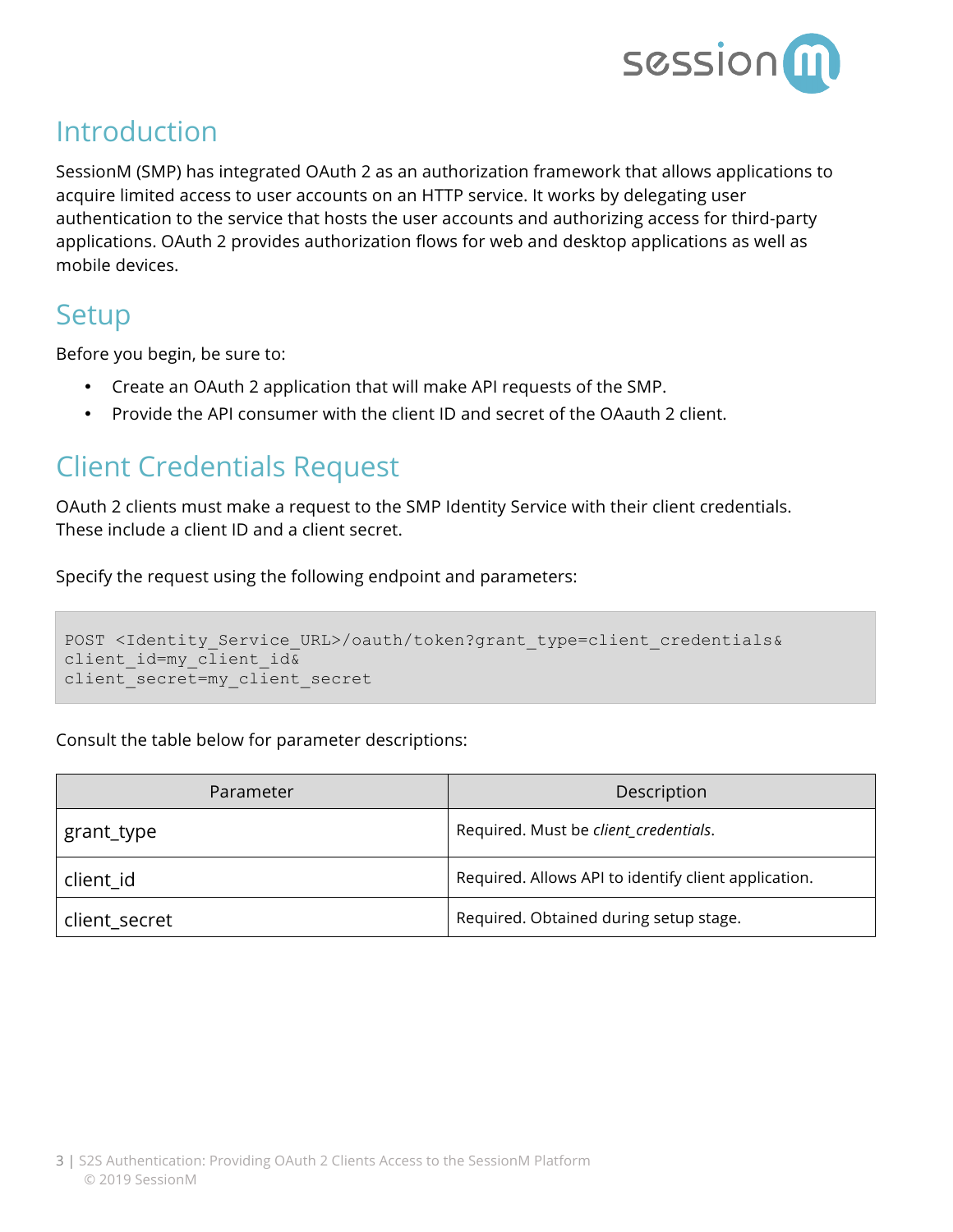## Introduction

SessionM (SMP) has integrated OAuth 2 as an authorization framework that allows applications to acquire limited access to user accounts on an HTTP service. It works by delegating user authentication to the service that hosts the user accounts and authorizing access for third-party applications. OAuth 2 provides authorization flows for web and desktop applications as well as mobile devices.

## Setup

Before you begin, be sure to:

- Create an OAuth 2 application that will make API requests of the SMP.
- Provide the API consumer with the client ID and secret of the OAauth 2 client.

## Client Credentials Request

OAuth 2 clients must make a request to the SMP Identity Service with their client credentials. These include a client ID and a client secret.

Specify the request using the following endpoint and parameters:

```
POST <Identity_Service_URL>/oauth/token?grant_type=client_credentials&
client_id=my_client_id&
client_secret=my_client_secret
```

Consult the table below for parameter descriptions:

| Parameter | Description |
|---|---|
| grant_type | Required. Must be *client_credentials*. |
| client_id | Required. Allows API to identify client application. |
| client_secret | Required. Obtained during setup stage. |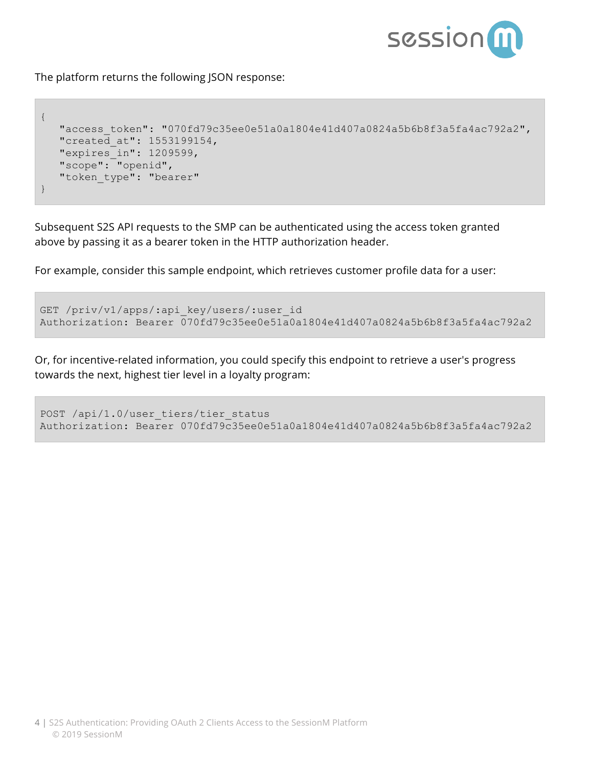The platform returns the following JSON response:

```
{
   "access_token": "070fd79c35ee0e51a0a1804e41d407a0824a5b6b8f3a5fa4ac792a2",
   "created_at": 1553199154,
   "expires_in": 1209599,
   "scope": "openid",
   "token_type": "bearer"
}
```

Subsequent S2S API requests to the SMP can be authenticated using the access token granted above by passing it as a bearer token in the HTTP authorization header.

For example, consider this sample endpoint, which retrieves customer profile data for a user:

```
GET /priv/v1/apps/:api_key/users/:user_id
Authorization: Bearer 070fd79c35ee0e51a0a1804e41d407a0824a5b6b8f3a5fa4ac792a2
```

Or, for incentive-related information, you could specify this endpoint to retrieve a user's progress towards the next, highest tier level in a loyalty program:

```
POST /api/1.0/user_tiers/tier_status
Authorization: Bearer 070fd79c35ee0e51a0a1804e41d407a0824a5b6b8f3a5fa4ac792a2
```